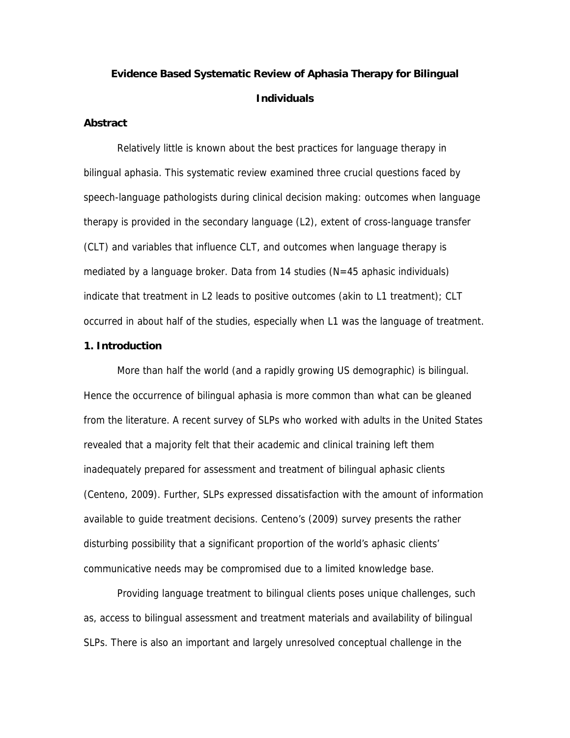# Evidence Based Systematic Review of Aphasia Therapy for Bilingual Individuals

## Abstract

Relatively little is known about the best practices for language therapy in bilingual aphasia. This systematic review examined three crucial questions faced by speech-language pathologists during clinical decision making: outcomes when language therapy is provided in the secondary language (L2), extent of cross-language transfer (CLT) and variables that influence CLT, and outcomes when language therapy is mediated by a language broker. Data from 14 studies (N=45 aphasic individuals) indicate that treatment in L2 leads to positive outcomes (akin to L1 treatment); CLT occurred in about half of the studies, especially when L1 was the language of treatment.

## 1. Introduction

More than half the world (and a rapidly growing US demographic) is bilingual. Hence the occurrence of bilingual aphasia is more common than what can be gleaned from the literature. A recent survey of SLPs who worked with adults in the United States revealed that a majority felt that their academic and clinical training left them inadequately prepared for assessment and treatment of bilingual aphasic clients (Centeno, 2009). Further, SLPs expressed dissatisfaction with the amount of information available to guide treatment decisions. Centeno's (2009) survey presents the rather disturbing possibility that a significant proportion of the world's aphasic clients' communicative needs may be compromised due to a limited knowledge base.

Providing language treatment to bilingual clients poses unique challenges, such as, access to bilingual assessment and treatment materials and availability of bilingual SLPs. There is also an important and largely unresolved conceptual challenge in the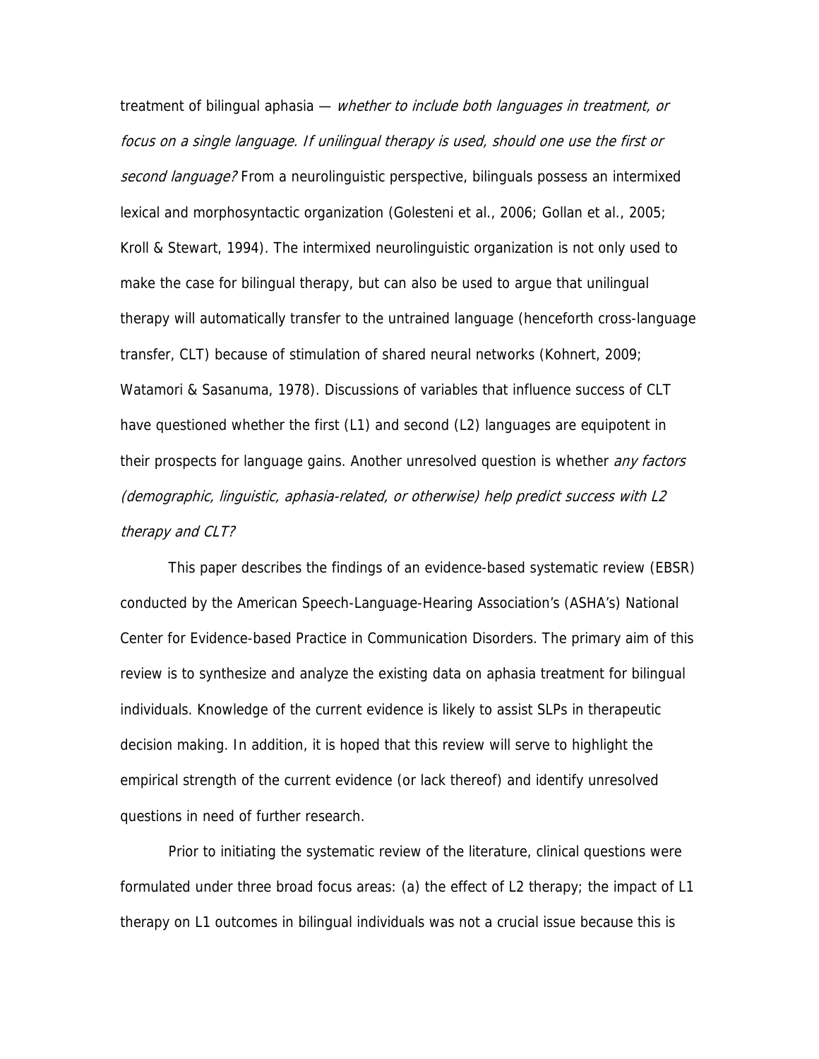treatment of bilingual aphasia — *whether to include both languages in treatment, or focus on a single language. If unilingual therapy is used, should one use the first or second language?* From a neurolinguistic perspective, bilinguals possess an intermixed lexical and morphosyntactic organization (Golesteni et al., 2006; Gollan et al., 2005; Kroll & Stewart, 1994). The intermixed neurolinguistic organization is not only used to make the case for bilingual therapy, but can also be used to argue that unilingual therapy will automatically transfer to the untrained language (henceforth cross-language transfer, CLT) because of stimulation of shared neural networks (Kohnert, 2009; Watamori & Sasanuma, 1978). Discussions of variables that influence success of CLT have questioned whether the first (L1) and second (L2) languages are equipotent in their prospects for language gains. Another unresolved question is whether *any factors (demographic, linguistic, aphasia-related, or otherwise) help predict success with L2 therapy and CLT?*

This paper describes the findings of an evidence-based systematic review (EBSR) conducted by the American Speech-Language-Hearing Association's (ASHA's) National Center for Evidence-based Practice in Communication Disorders. The primary aim of this review is to synthesize and analyze the existing data on aphasia treatment for bilingual individuals. Knowledge of the current evidence is likely to assist SLPs in therapeutic decision making. In addition, it is hoped that this review will serve to highlight the empirical strength of the current evidence (or lack thereof) and identify unresolved questions in need of further research.

Prior to initiating the systematic review of the literature, clinical questions were formulated under three broad focus areas: (a) the effect of L2 therapy; the impact of L1 therapy on L1 outcomes in bilingual individuals was not a crucial issue because this is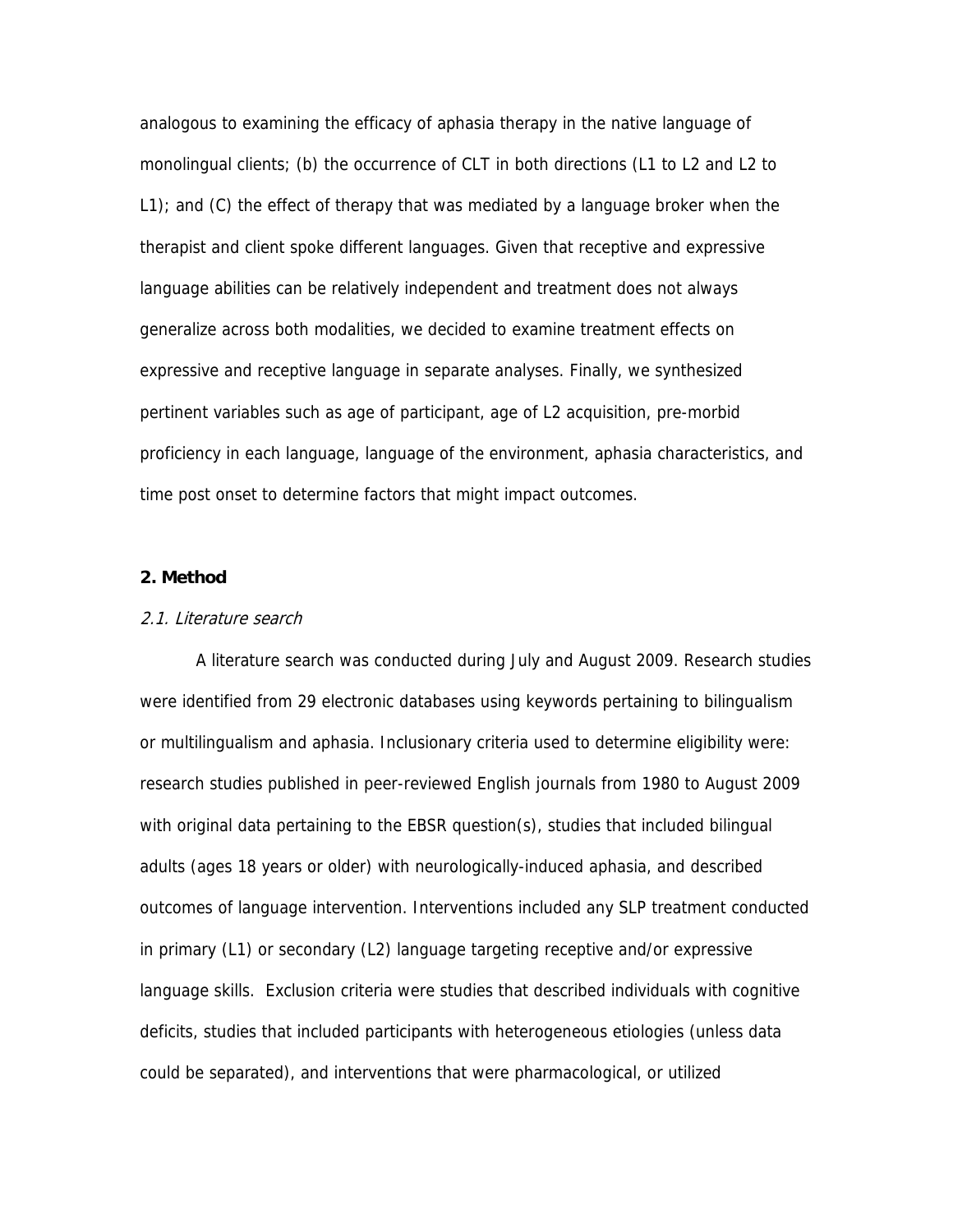analogous to examining the efficacy of aphasia therapy in the native language of monolingual clients; (b) the occurrence of CLT in both directions (L1 to L2 and L2 to L1); and (C) the effect of therapy that was mediated by a language broker when the therapist and client spoke different languages. Given that receptive and expressive language abilities can be relatively independent and treatment does not always generalize across both modalities, we decided to examine treatment effects on expressive and receptive language in separate analyses. Finally, we synthesized pertinent variables such as age of participant, age of L2 acquisition, pre-morbid proficiency in each language, language of the environment, aphasia characteristics, and time post onset to determine factors that might impact outcomes.

## 2. Method

### *2.1. Literature search*

A literature search was conducted during July and August 2009. Research studies were identified from 29 electronic databases using keywords pertaining to bilingualism or multilingualism and aphasia. Inclusionary criteria used to determine eligibility were: research studies published in peer-reviewed English journals from 1980 to August 2009 with original data pertaining to the EBSR question(s), studies that included bilingual adults (ages 18 years or older) with neurologically-induced aphasia, and described outcomes of language intervention. Interventions included any SLP treatment conducted in primary (L1) or secondary (L2) language targeting receptive and/or expressive language skills. Exclusion criteria were studies that described individuals with cognitive deficits, studies that included participants with heterogeneous etiologies (unless data could be separated), and interventions that were pharmacological, or utilized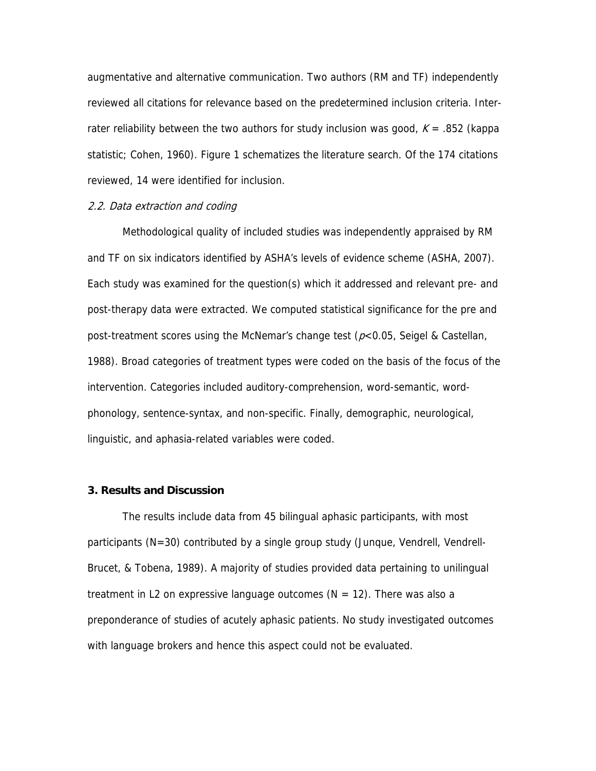augmentative and alternative communication. Two authors (RM and TF) independently reviewed all citations for relevance based on the predetermined inclusion criteria. Inter-rater reliability between the two authors for study inclusion was good, $K = .852$ (kappa statistic; Cohen, 1960). Figure 1 schematizes the literature search. Of the 174 citations reviewed, 14 were identified for inclusion.

### *2.2. Data extraction and coding*

Methodological quality of included studies was independently appraised by RM and TF on six indicators identified by ASHA's levels of evidence scheme (ASHA, 2007). Each study was examined for the question(s) which it addressed and relevant pre- and post-therapy data were extracted. We computed statistical significance for the pre and post-treatment scores using the McNemar's change test ($p<0.05$, Seigel & Castellan, 1988). Broad categories of treatment types were coded on the basis of the focus of the intervention. Categories included auditory-comprehension, word-semantic, word-phonology, sentence-syntax, and non-specific. Finally, demographic, neurological, linguistic, and aphasia-related variables were coded.

## **3. Results and Discussion**

The results include data from 45 bilingual aphasic participants, with most participants (N=30) contributed by a single group study (Junque, Vendrell, Vendrell-Brucet, & Tobena, 1989). A majority of studies provided data pertaining to unilingual treatment in L2 on expressive language outcomes (N = 12). There was also a preponderance of studies of acutely aphasic patients. No study investigated outcomes with language brokers and hence this aspect could not be evaluated.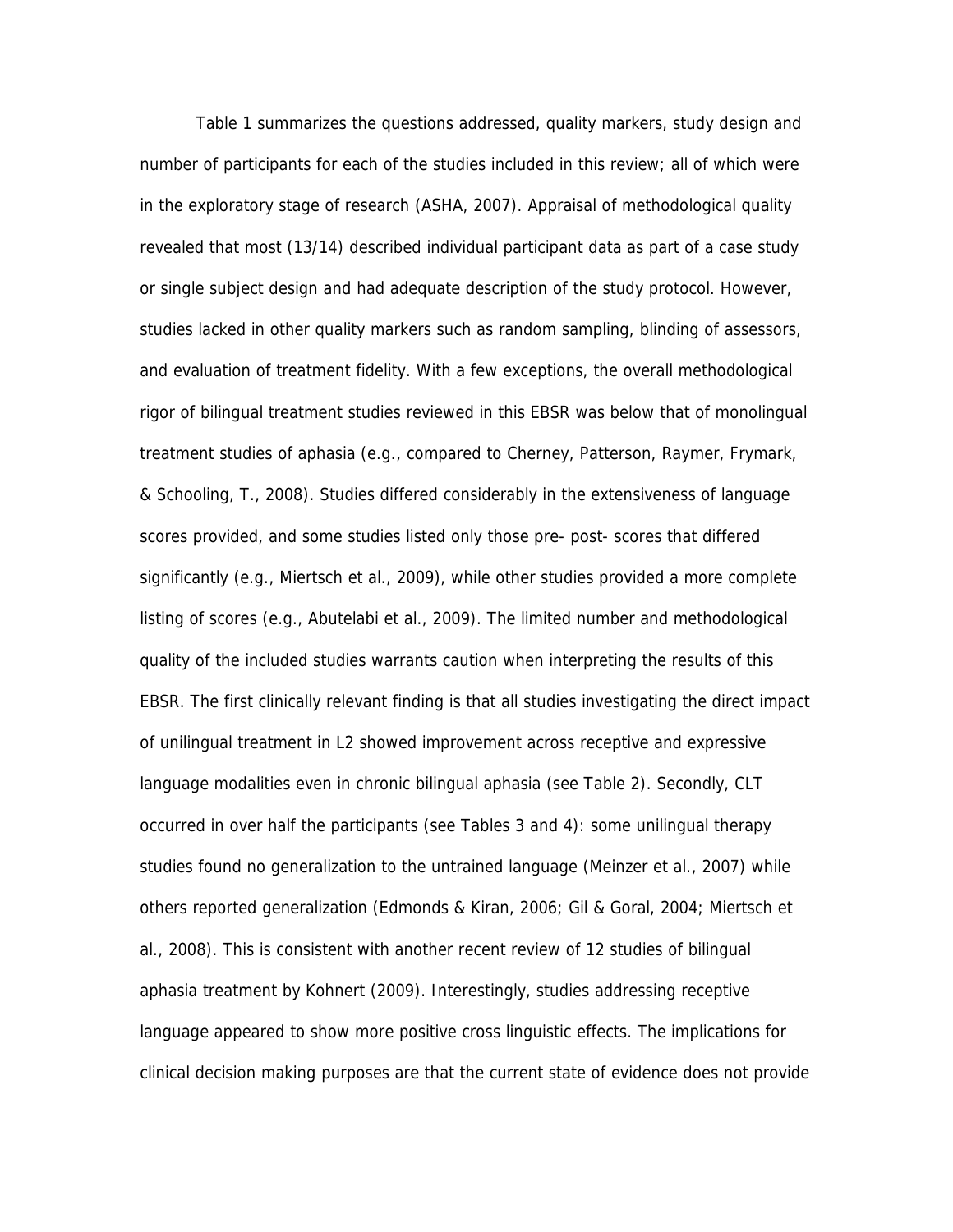Table 1 summarizes the questions addressed, quality markers, study design and number of participants for each of the studies included in this review; all of which were in the exploratory stage of research (ASHA, 2007). Appraisal of methodological quality revealed that most (13/14) described individual participant data as part of a case study or single subject design and had adequate description of the study protocol. However, studies lacked in other quality markers such as random sampling, blinding of assessors, and evaluation of treatment fidelity. With a few exceptions, the overall methodological rigor of bilingual treatment studies reviewed in this EBSR was below that of monolingual treatment studies of aphasia (e.g., compared to Cherney, Patterson, Raymer, Frymark, & Schooling, T., 2008). Studies differed considerably in the extensiveness of language scores provided, and some studies listed only those pre- post- scores that differed significantly (e.g., Miertsch et al., 2009), while other studies provided a more complete listing of scores (e.g., Abutelabi et al., 2009). The limited number and methodological quality of the included studies warrants caution when interpreting the results of this EBSR. The first clinically relevant finding is that all studies investigating the direct impact of unilingual treatment in L2 showed improvement across receptive and expressive language modalities even in chronic bilingual aphasia (see Table 2). Secondly, CLT occurred in over half the participants (see Tables 3 and 4): some unilingual therapy studies found no generalization to the untrained language (Meinzer et al., 2007) while others reported generalization (Edmonds & Kiran, 2006; Gil & Goral, 2004; Miertsch et al., 2008). This is consistent with another recent review of 12 studies of bilingual aphasia treatment by Kohnert (2009). Interestingly, studies addressing receptive language appeared to show more positive cross linguistic effects. The implications for clinical decision making purposes are that the current state of evidence does not provide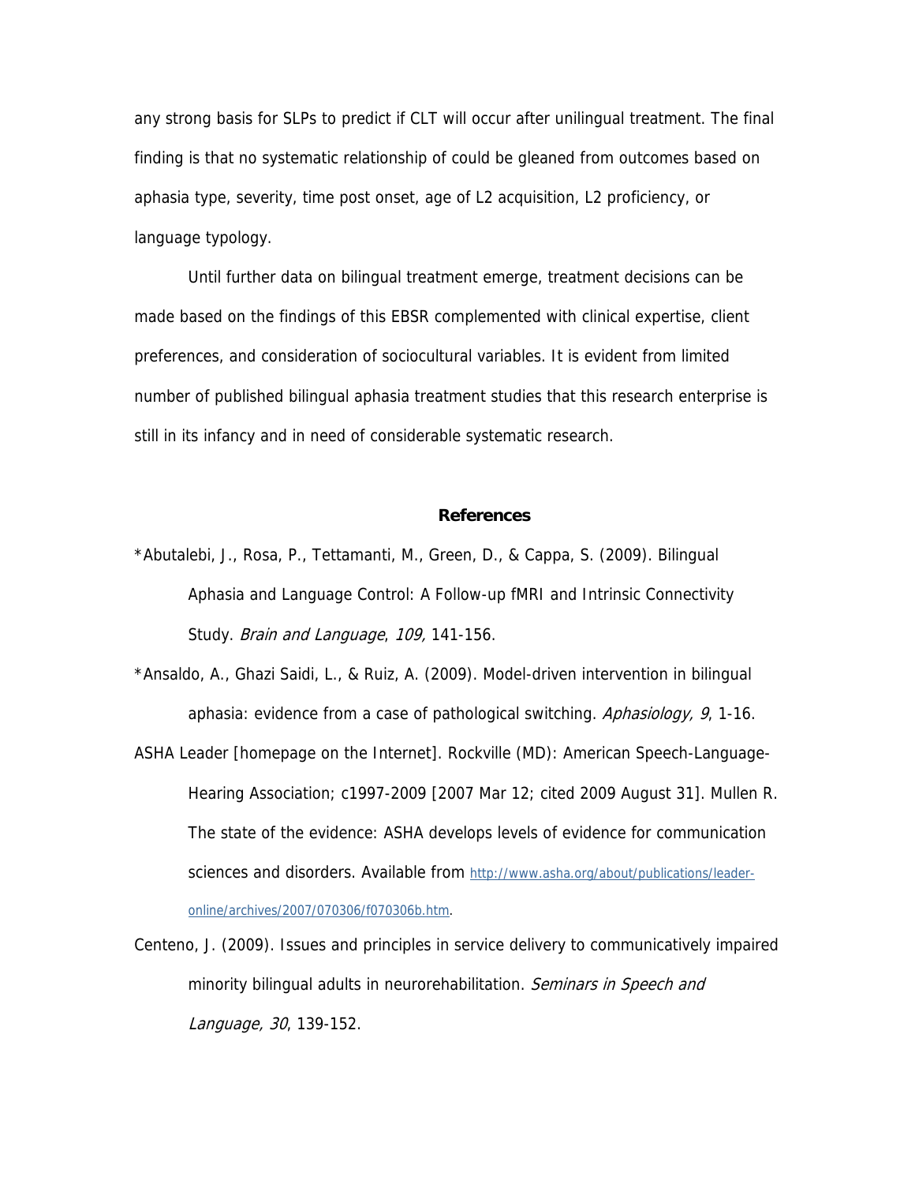any strong basis for SLPs to predict if CLT will occur after unilingual treatment. The final finding is that no systematic relationship of could be gleaned from outcomes based on aphasia type, severity, time post onset, age of L2 acquisition, L2 proficiency, or language typology.

Until further data on bilingual treatment emerge, treatment decisions can be made based on the findings of this EBSR complemented with clinical expertise, client preferences, and consideration of sociocultural variables. It is evident from limited number of published bilingual aphasia treatment studies that this research enterprise is still in its infancy and in need of considerable systematic research.

## References

*Abutalebi, J., Rosa, P., Tettamanti, M., Green, D., & Cappa, S. (2009). Bilingual Aphasia and Language Control: A Follow-up fMRI and Intrinsic Connectivity Study. *Brain and Language*, *109,* 141-156.

*Ansaldo, A., Ghazi Saidi, L., & Ruiz, A. (2009). Model-driven intervention in bilingual aphasia: evidence from a case of pathological switching. *Aphasiology, 9*, 1-16.

ASHA Leader [homepage on the Internet]. Rockville (MD): American Speech-Language-Hearing Association; c1997-2009 [2007 Mar 12; cited 2009 August 31]. Mullen R. The state of the evidence: ASHA develops levels of evidence for communication sciences and disorders. Available from http://www.asha.org/about/publications/leader-online/archives/2007/070306/f070306b.htm.

Centeno, J. (2009). Issues and principles in service delivery to communicatively impaired minority bilingual adults in neurorehabilitation. *Seminars in Speech and Language, 30*, 139-152.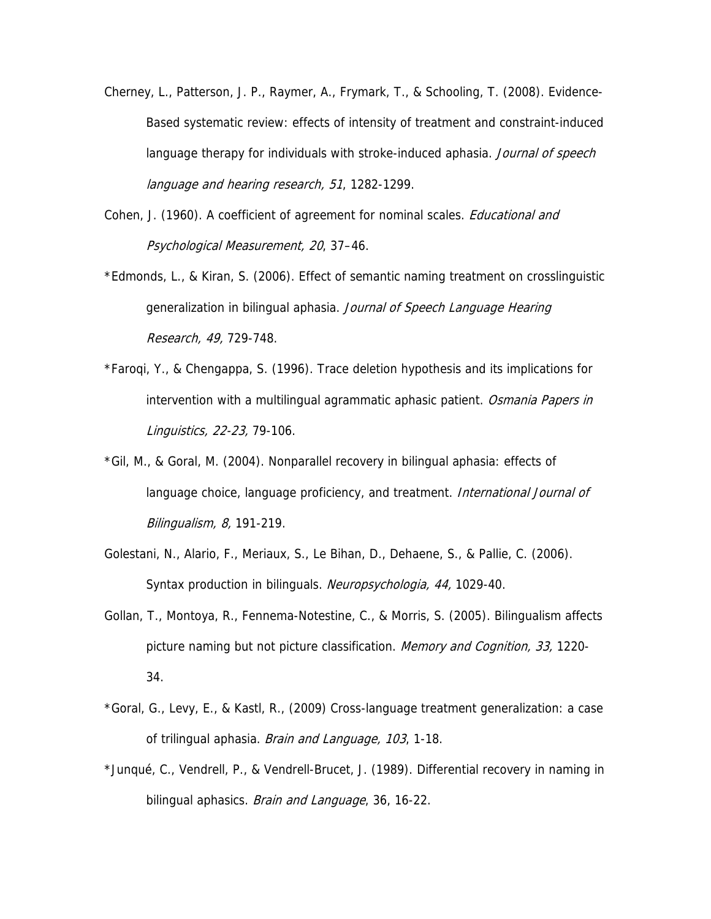Cherney, L., Patterson, J. P., Raymer, A., Frymark, T., & Schooling, T. (2008). Evidence-Based systematic review: effects of intensity of treatment and constraint-induced language therapy for individuals with stroke-induced aphasia. *Journal of speech language and hearing research, 51*, 1282-1299.

Cohen, J. (1960). A coefficient of agreement for nominal scales. *Educational and Psychological Measurement, 20*, 37–46.

*Edmonds, L., & Kiran, S. (2006). Effect of semantic naming treatment on crosslinguistic generalization in bilingual aphasia. *Journal of Speech Language Hearing Research, 49,* 729-748.

*Faroqi, Y., & Chengappa, S. (1996). Trace deletion hypothesis and its implications for intervention with a multilingual agrammatic aphasic patient. *Osmania Papers in Linguistics, 22-23,* 79-106.

*Gil, M., & Goral, M. (2004). Nonparallel recovery in bilingual aphasia: effects of language choice, language proficiency, and treatment. *International Journal of Bilingualism, 8,* 191-219.

Golestani, N., Alario, F., Meriaux, S., Le Bihan, D., Dehaene, S., & Pallie, C. (2006). Syntax production in bilinguals. *Neuropsychologia, 44,* 1029-40.

Gollan, T., Montoya, R., Fennema-Notestine, C., & Morris, S. (2005). Bilingualism affects picture naming but not picture classification. *Memory and Cognition, 33,* 1220-34.

*Goral, G., Levy, E., & Kastl, R., (2009) Cross-language treatment generalization: a case of trilingual aphasia. *Brain and Language, 103*, 1-18.

*Junqué, C., Vendrell, P., & Vendrell-Brucet, J. (1989). Differential recovery in naming in bilingual aphasics. *Brain and Language*, 36, 16-22.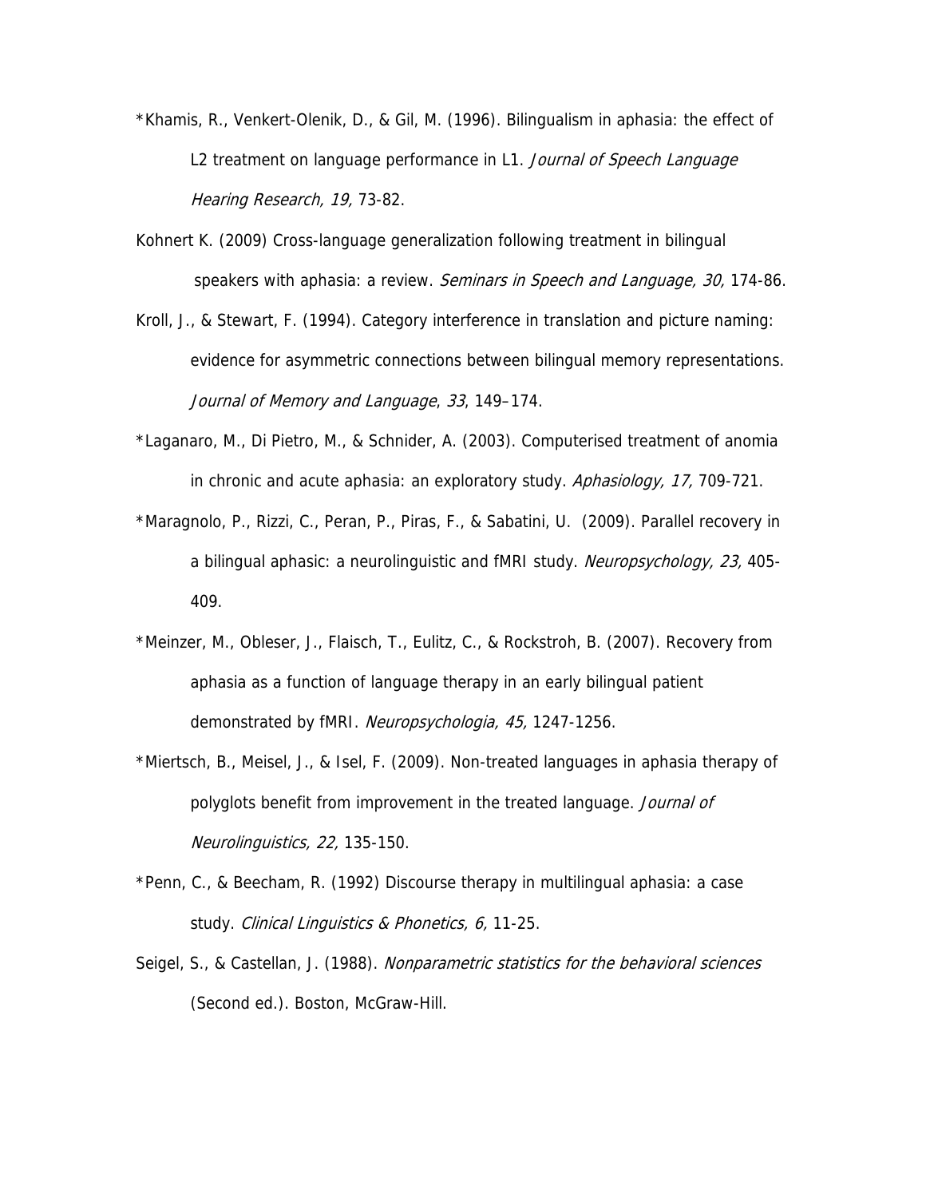*Khamis, R., Venkert-Olenik, D., & Gil, M. (1996). Bilingualism in aphasia: the effect of L2 treatment on language performance in L1. *Journal of Speech Language Hearing Research, 19,* 73-82.

Kohnert K. (2009) Cross-language generalization following treatment in bilingual speakers with aphasia: a review. *Seminars in Speech and Language, 30,* 174-86.

Kroll, J., & Stewart, F. (1994). Category interference in translation and picture naming: evidence for asymmetric connections between bilingual memory representations. *Journal of Memory and Language*, *33*, 149–174.

*Laganaro, M., Di Pietro, M., & Schnider, A. (2003). Computerised treatment of anomia in chronic and acute aphasia: an exploratory study. *Aphasiology, 17,* 709-721.

*Maragnolo, P., Rizzi, C., Peran, P., Piras, F., & Sabatini, U. (2009). Parallel recovery in a bilingual aphasic: a neurolinguistic and fMRI study. *Neuropsychology, 23,* 405-409.

*Meinzer, M., Obleser, J., Flaisch, T., Eulitz, C., & Rockstroh, B. (2007). Recovery from aphasia as a function of language therapy in an early bilingual patient demonstrated by fMRI. *Neuropsychologia, 45,* 1247-1256.

*Miertsch, B., Meisel, J., & Isel, F. (2009). Non-treated languages in aphasia therapy of polyglots benefit from improvement in the treated language. *Journal of Neurolinguistics, 22,* 135-150.

*Penn, C., & Beecham, R. (1992) Discourse therapy in multilingual aphasia: a case study. *Clinical Linguistics & Phonetics, 6,* 11-25.

Seigel, S., & Castellan, J. (1988). *Nonparametric statistics for the behavioral sciences* (Second ed.). Boston, McGraw-Hill.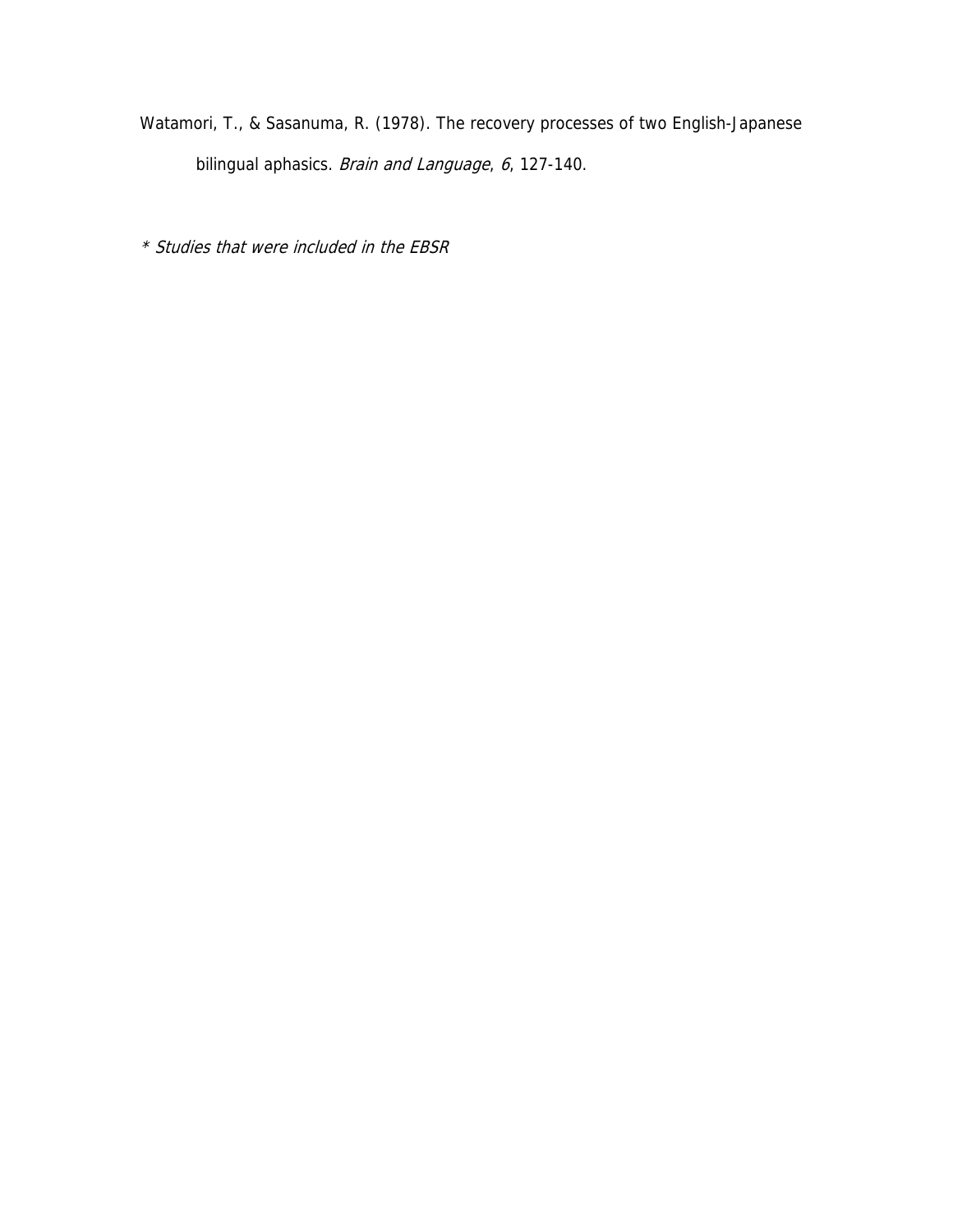Watamori, T., & Sasanuma, R. (1978). The recovery processes of two English-Japanese bilingual aphasics. *Brain and Language*, *6*, 127-140.

*\* Studies that were included in the EBSR*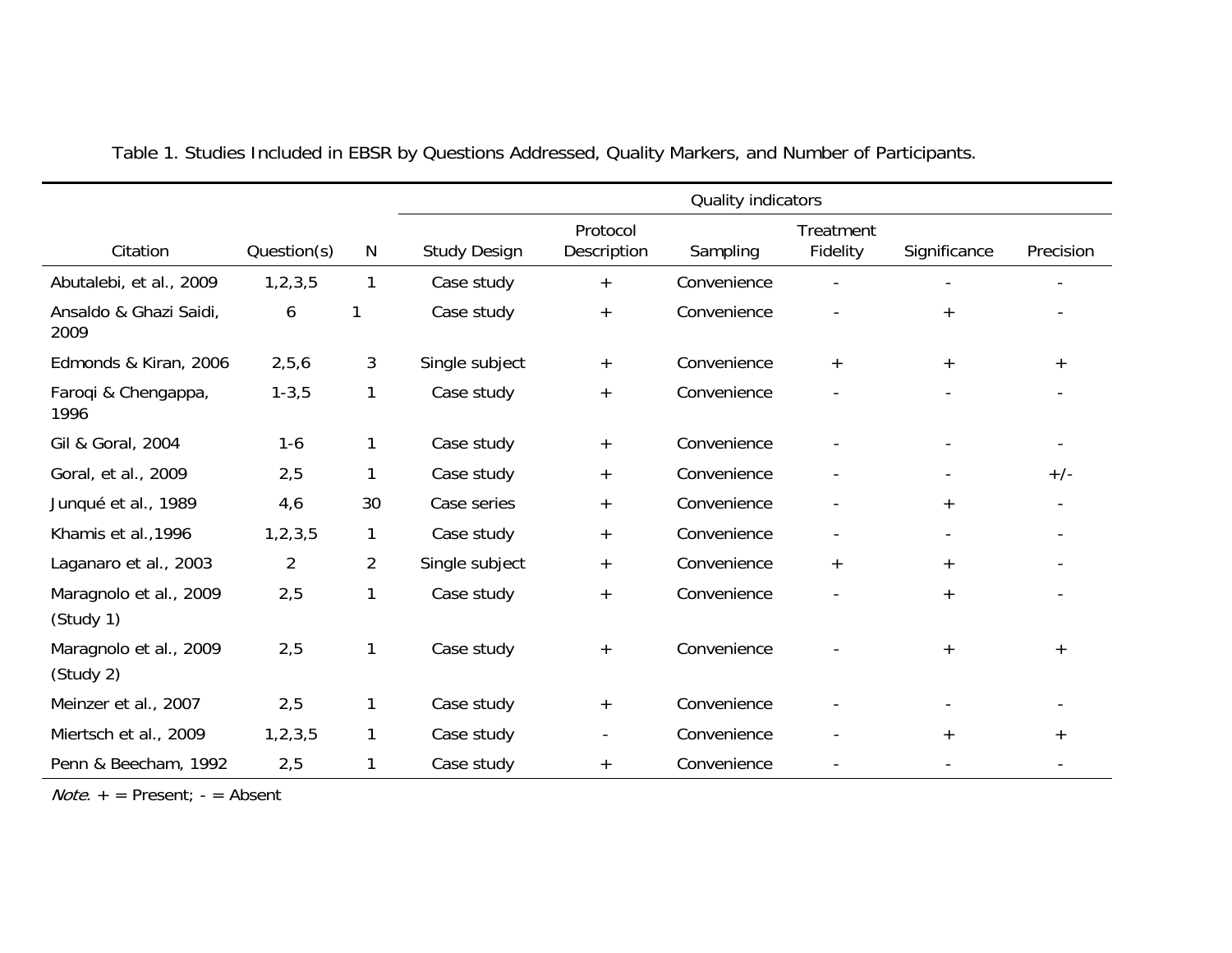Table 1. Studies Included in EBSR by Questions Addressed, Quality Markers, and Number of Participants.

| Citation | Question(s) | N | Quality indicators | | | | | |
|---|---|---|---|---|---|---|---|---|
| | | | Study Design | Protocol Description | Sampling | Treatment Fidelity | Significance | Precision |
| Abutalebi, et al., 2009 | 1,2,3,5 | 1 | Case study | + | Convenience | - | - | - |
| Ansaldo & Ghazi Saidi, 2009 | 6 | 1 | Case study | + | Convenience | - | + | - |
| Edmonds & Kiran, 2006 | 2,5,6 | 3 | Single subject | + | Convenience | + | + | + |
| Faroqi & Chengappa, 1996 | 1-3,5 | 1 | Case study | + | Convenience | - | - | - |
| Gil & Goral, 2004 | 1-6 | 1 | Case study | + | Convenience | - | - | - |
| Goral, et al., 2009 | 2,5 | 1 | Case study | + | Convenience | - | - | +/- |
| Junqué et al., 1989 | 4,6 | 30 | Case series | + | Convenience | - | + | - |
| Khamis et al.,1996 | 1,2,3,5 | 1 | Case study | + | Convenience | - | - | - |
| Laganaro et al., 2003 | 2 | 2 | Single subject | + | Convenience | + | + | - |
| Maragnolo et al., 2009 (Study 1) | 2,5 | 1 | Case study | + | Convenience | - | + | - |
| Maragnolo et al., 2009 (Study 2) | 2,5 | 1 | Case study | + | Convenience | - | + | + |
| Meinzer et al., 2007 | 2,5 | 1 | Case study | + | Convenience | - | - | - |
| Miertsch et al., 2009 | 1,2,3,5 | 1 | Case study | - | Convenience | - | + | + |
| Penn & Beecham, 1992 | 2,5 | 1 | Case study | + | Convenience | - | - | - |

*Note*. + = Present; - = Absent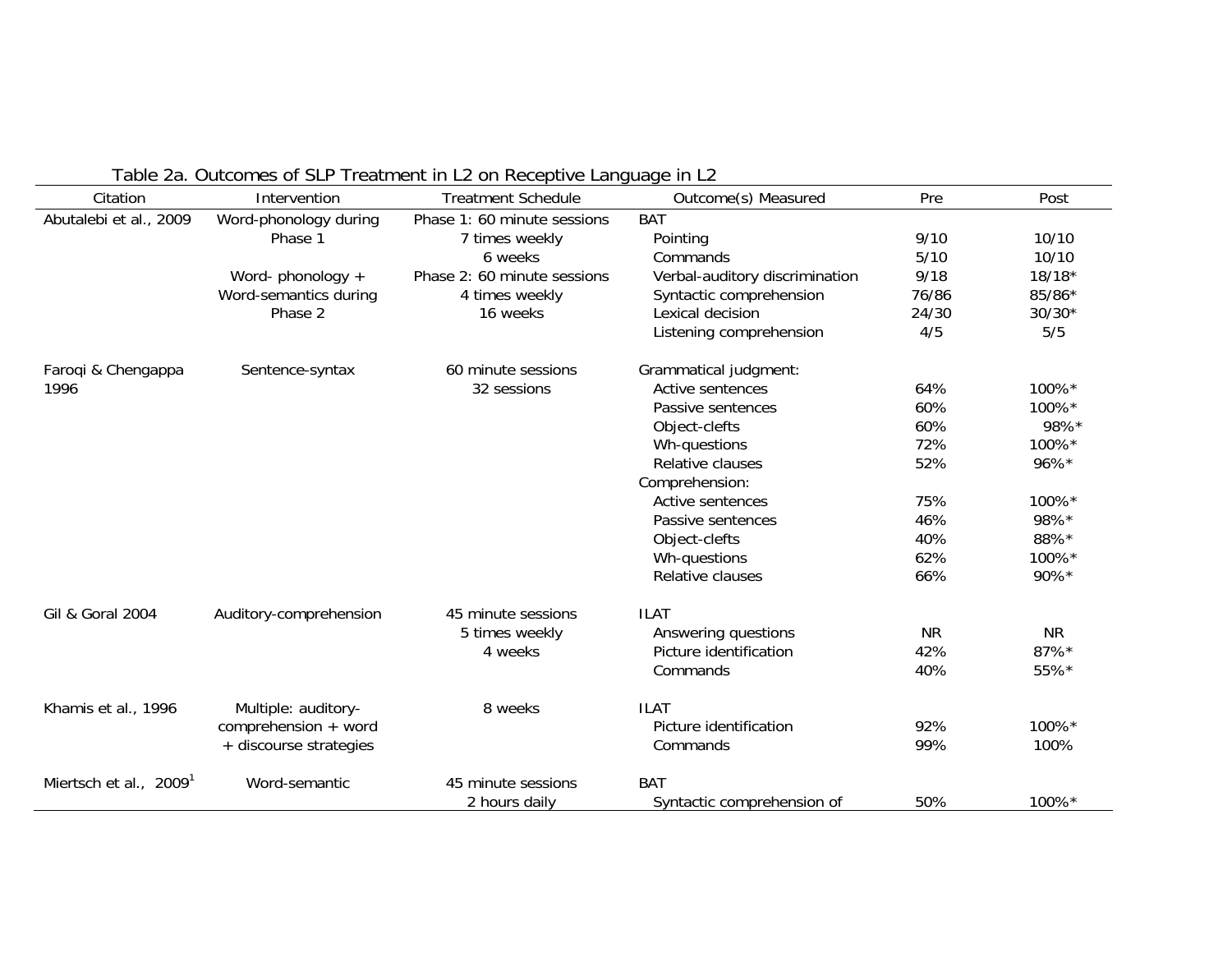Table 2a. Outcomes of SLP Treatment in L2 on Receptive Language in L2

| Citation | Intervention | Treatment Schedule | Outcome(s) Measured | Pre | Post |
|---|---|---|---|---|---|
| Abutalebi et al., 2009 | Word-phonology during Phase 1 | Phase 1: 60 minute sessions 7 times weekly 6 weeks | BAT | | |
| | | | Pointing | 9/10 | 10/10 |
| | | | Commands | 5/10 | 10/10 |
| | Word- phonology + Word-semantics during Phase 2 | Phase 2: 60 minute sessions 4 times weekly 16 weeks | Verbal-auditory discrimination | 9/18 | 18/18* |
| | | | Syntactic comprehension | 76/86 | 85/86* |
| | | | Lexical decision | 24/30 | 30/30* |
| | | | Listening comprehension | 4/5 | 5/5 |
| Faroqi & Chengappa 1996 | Sentence-syntax | 60 minute sessions 32 sessions | Grammatical judgment: | | |
| | | | Active sentences | 64% | 100%* |
| | | | Passive sentences | 60% | 100%* |
| | | | Object-clefts | 60% | 98%* |
| | | | Wh-questions | 72% | 100%* |
| | | | Relative clauses | 52% | 96%* |
| | | | Comprehension: | | |
| | | | Active sentences | 75% | 100%* |
| | | | Passive sentences | 46% | 98%* |
| | | | Object-clefts | 40% | 88%* |
| | | | Wh-questions | 62% | 100%* |
| | | | Relative clauses | 66% | 90%* |
| Gil & Goral 2004 | Auditory-comprehension | 45 minute sessions 5 times weekly 4 weeks | ILAT | | |
| | | | Answering questions | NR | NR |
| | | | Picture identification | 42% | 87%* |
| | | | Commands | 40% | 55%* |
| Khamis et al., 1996 | Multiple: auditory-comprehension + word + discourse strategies | 8 weeks | ILAT | | |
| | | | Picture identification | 92% | 100%* |
| | | | Commands | 99% | 100% |
| Miertsch et al., 2009[1] | Word-semantic | 45 minute sessions 2 hours daily | BAT | | |
| | | | Syntactic comprehension of | 50% | 100%* |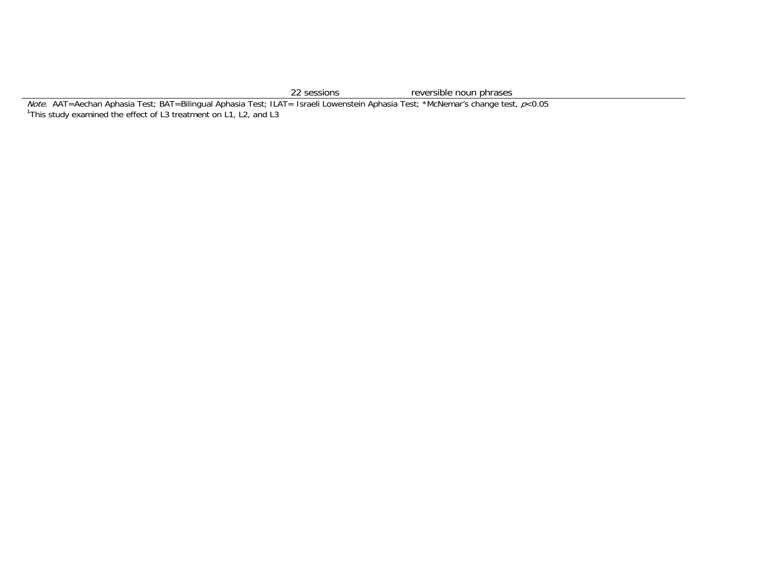| | | | |
|---|---|---|---|
| | 22 sessions | reversible noun phrases | |

*Note*. AAT=Aechan Aphasia Test; BAT=Bilingual Aphasia Test; ILAT= Israeli Lowenstein Aphasia Test; *McNemar's change test, $p$<0.05

[1]This study examined the effect of L3 treatment on L1, L2, and L3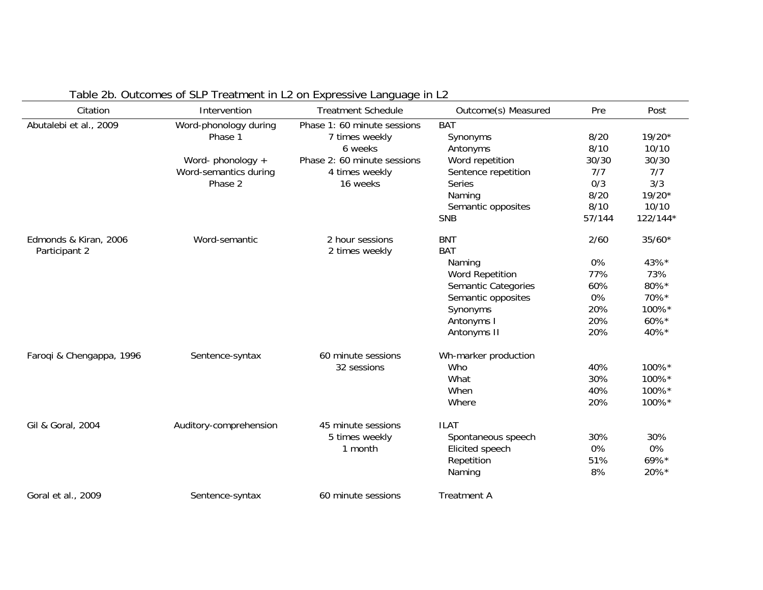Table 2b. Outcomes of SLP Treatment in L2 on Expressive Language in L2

| Citation | Intervention | Treatment Schedule | Outcome(s) Measured | Pre | Post |
|---|---|---|---|---|---|
| Abutalebi et al., 2009 | Word-phonology during Phase 1 | Phase 1: 60 minute sessions | BAT | | |
| | | 7 times weekly | Synonyms | 8/20 | 19/20* |
| | | 6 weeks | Antonyms | 8/10 | 10/10 |
| | Word- phonology + Word-semantics during Phase 2 | Phase 2: 60 minute sessions | Word repetition | 30/30 | 30/30 |
| | | 4 times weekly | Sentence repetition | 7/7 | 7/7 |
| | | 16 weeks | Series | 0/3 | 3/3 |
| | | | Naming | 8/20 | 19/20* |
| | | | Semantic opposites | 8/10 | 10/10 |
| | | | SNB | 57/144 | 122/144* |
| Edmonds & Kiran, 2006 Participant 2 | Word-semantic | 2 hour sessions | BNT | 2/60 | 35/60* |
| | | 2 times weekly | BAT | | |
| | | | Naming | 0% | 43%* |
| | | | Word Repetition | 77% | 73% |
| | | | Semantic Categories | 60% | 80%* |
| | | | Semantic opposites | 0% | 70%* |
| | | | Synonyms | 20% | 100%* |
| | | | Antonyms I | 20% | 60%* |
| | | | Antonyms II | 20% | 40%* |
| Faroqi & Chengappa, 1996 | Sentence-syntax | 60 minute sessions | Wh-marker production | | |
| | | 32 sessions | Who | 40% | 100%* |
| | | | What | 30% | 100%* |
| | | | When | 40% | 100%* |
| | | | Where | 20% | 100%* |
| Gil & Goral, 2004 | Auditory-comprehension | 45 minute sessions | ILAT | | |
| | | 5 times weekly | Spontaneous speech | 30% | 30% |
| | | 1 month | Elicited speech | 0% | 0% |
| | | | Repetition | 51% | 69%* |
| | | | Naming | 8% | 20%* |
| Goral et al., 2009 | Sentence-syntax | 60 minute sessions | Treatment A | | |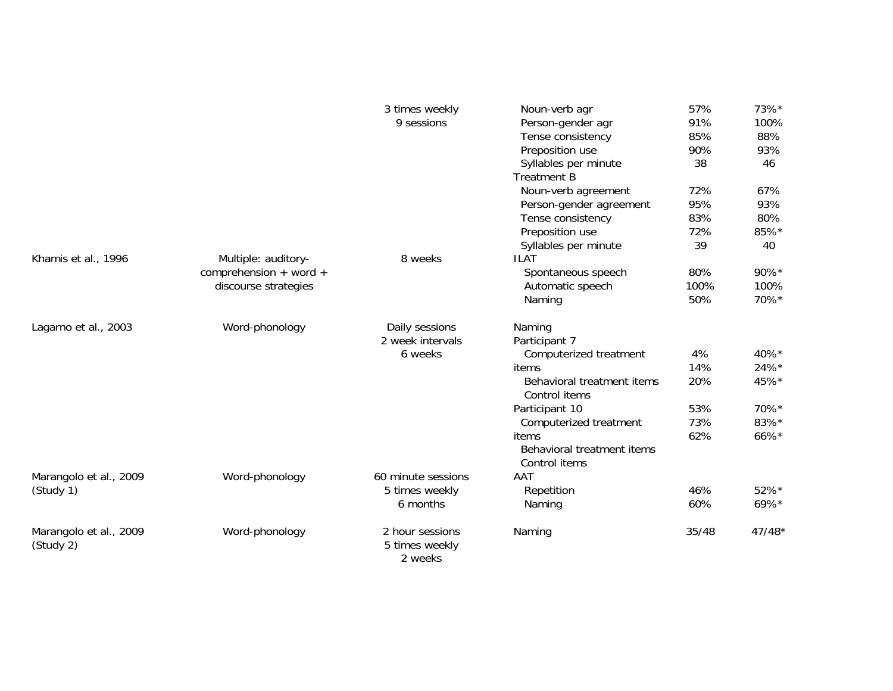| | | | | | |
|---|---|---|---|---|---|
| | | 3 times weekly<br>9 sessions | Noun-verb agr | 57% | 73%* |
| | | | Person-gender agr | 91% | 100% |
| | | | Tense consistency | 85% | 88% |
| | | | Preposition use | 90% | 93% |
| | | | Syllables per minute | 38 | 46 |
| | | | Treatment B | | |
| | | | Noun-verb agreement | 72% | 67% |
| | | | Person-gender agreement | 95% | 93% |
| | | | Tense consistency | 83% | 80% |
| | | | Preposition use | 72% | 85%* |
| | | | Syllables per minute | 39 | 40 |
| Khamis et al., 1996 | Multiple: auditory-comprehension + word + discourse strategies | 8 weeks | ILAT | | |
| | | | Spontaneous speech | 80% | 90%* |
| | | | Automatic speech | 100% | 100% |
| | | | Naming | 50% | 70%* |
| Lagarno et al., 2003 | Word-phonology | Daily sessions<br>2 week intervals<br>6 weeks | Naming | | |
| | | | Participant 7 | | |
| | | | Computerized treatment | 4% | 40%* |
| | | | items | 14% | 24%* |
| | | | Behavioral treatment items | 20% | 45%* |
| | | | Control items | | |
| | | | Participant 10 | 53% | 70%* |
| | | | Computerized treatment | 73% | 83%* |
| | | | items | 62% | 66%* |
| | | | Behavioral treatment items | | |
| | | | Control items | | |
| Marangolo et al., 2009 (Study 1) | Word-phonology | 60 minute sessions<br>5 times weekly<br>6 months | AAT | | |
| | | | Repetition | 46% | 52%* |
| | | | Naming | 60% | 69%* |
| Marangolo et al., 2009 (Study 2) | Word-phonology | 2 hour sessions<br>5 times weekly<br>2 weeks | Naming | 35/48 | 47/48* |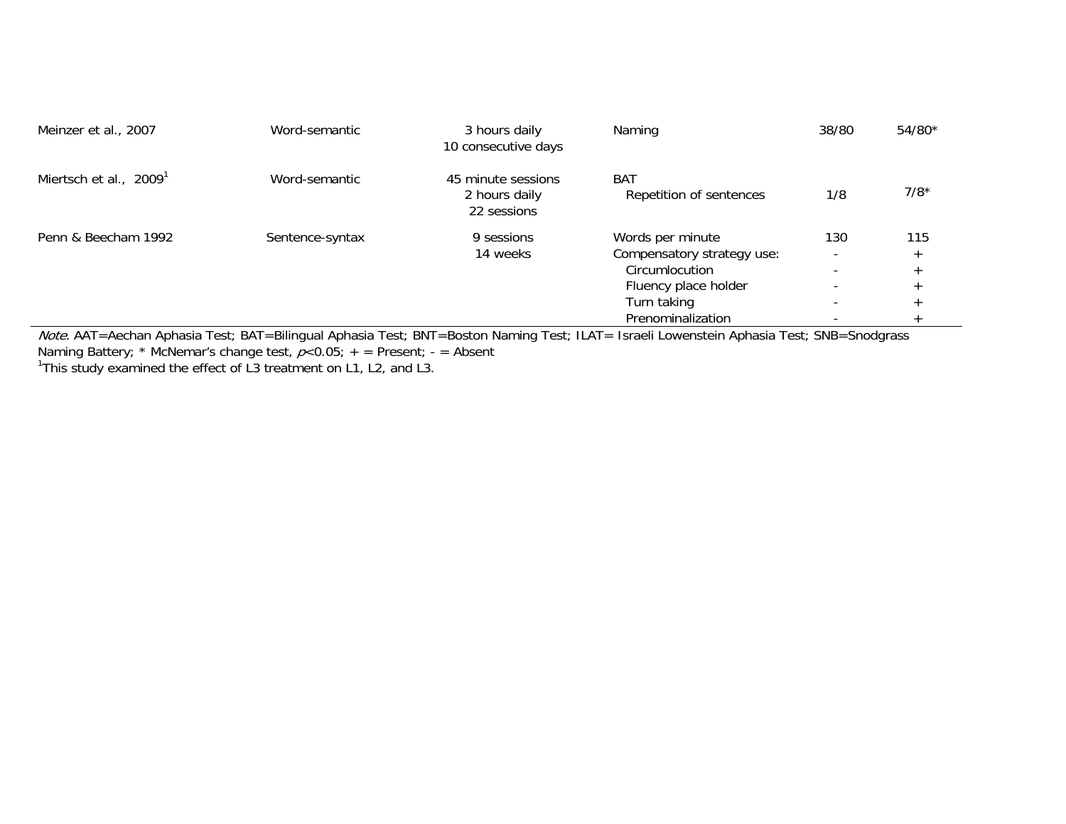| Meinzer et al., 2007 | Word-semantic | 3 hours daily<br>10 consecutive days | Naming | 38/80 | 54/80* |
|---|---|---|---|---|---|
| Miertsch et al., 2009[1] | Word-semantic | 45 minute sessions<br>2 hours daily<br>22 sessions | BAT<br>Repetition of sentences | 1/8 | 7/8* |
| Penn & Beecham 1992 | Sentence-syntax | 9 sessions<br>14 weeks | Words per minute | 130 | 115 |
| | | | Compensatory strategy use: | - | + |
| | | | Circumlocution | - | + |
| | | | Fluency place holder | - | + |
| | | | Turn taking | - | + |
| | | | Prenominalization | - | + |

*Note.* AAT=Aechan Aphasia Test; BAT=Bilingual Aphasia Test; BNT=Boston Naming Test; ILAT= Israeli Lowenstein Aphasia Test; SNB=Snodgrass Naming Battery; * McNemar's change test, $p<0.05$; + = Present; - = Absent

[1]This study examined the effect of L3 treatment on L1, L2, and L3.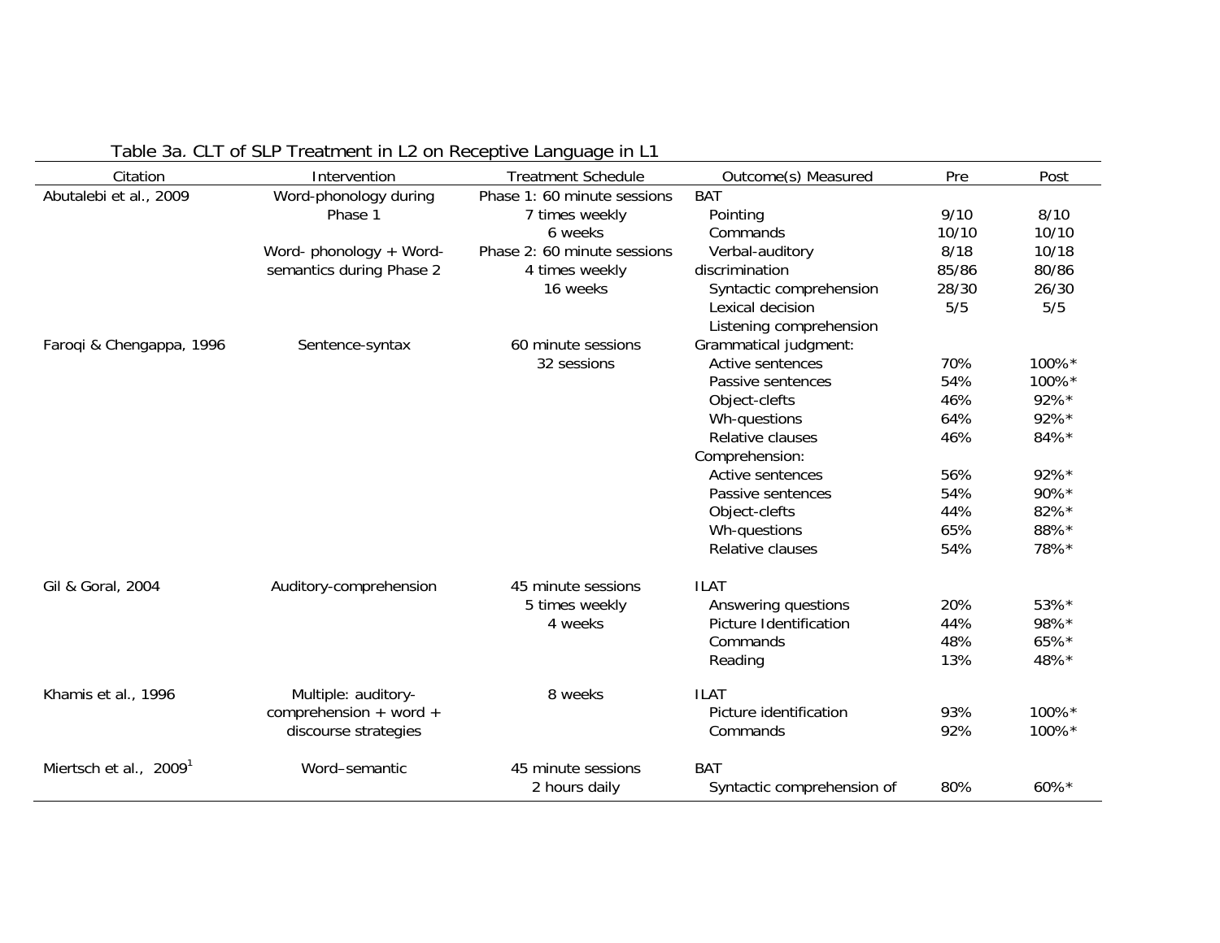Table 3a. CLT of SLP Treatment in L2 on Receptive Language in L1

| Citation | Intervention | Treatment Schedule | Outcome(s) Measured | Pre | Post |
|---|---|---|---|---|---|
| Abutalebi et al., 2009 | Word-phonology during Phase 1 | Phase 1: 60 minute sessions 7 times weekly 6 weeks | BAT | | |
| | | | Pointing | 9/10 | 8/10 |
| | | | Commands | 10/10 | 10/10 |
| | Word- phonology + Word-semantics during Phase 2 | Phase 2: 60 minute sessions 4 times weekly 16 weeks | Verbal-auditory discrimination | 8/18 | 10/18 |
| | | | Syntactic comprehension | 85/86 | 80/86 |
| | | | Lexical decision | 28/30 | 26/30 |
| | | | Listening comprehension | 5/5 | 5/5 |
| Faroqi & Chengappa, 1996 | Sentence-syntax | 60 minute sessions 32 sessions | Grammatical judgment: | | |
| | | | Active sentences | 70% | 100%* |
| | | | Passive sentences | 54% | 100%* |
| | | | Object-clefts | 46% | 92%* |
| | | | Wh-questions | 64% | 92%* |
| | | | Relative clauses | 46% | 84%* |
| | | | Comprehension: | | |
| | | | Active sentences | 56% | 92%* |
| | | | Passive sentences | 54% | 90%* |
| | | | Object-clefts | 44% | 82%* |
| | | | Wh-questions | 65% | 88%* |
| | | | Relative clauses | 54% | 78%* |
| Gil & Goral, 2004 | Auditory-comprehension | 45 minute sessions 5 times weekly 4 weeks | ILAT | | |
| | | | Answering questions | 20% | 53%* |
| | | | Picture Identification | 44% | 98%* |
| | | | Commands | 48% | 65%* |
| | | | Reading | 13% | 48%* |
| Khamis et al., 1996 | Multiple: auditory-comprehension + word + discourse strategies | 8 weeks | ILAT | | |
| | | | Picture identification | 93% | 100%* |
| | | | Commands | 92% | 100%* |
| Miertsch et al., 2009[1] | Word–semantic | 45 minute sessions 2 hours daily | BAT | | |
| | | | Syntactic comprehension of | 80% | 60%* |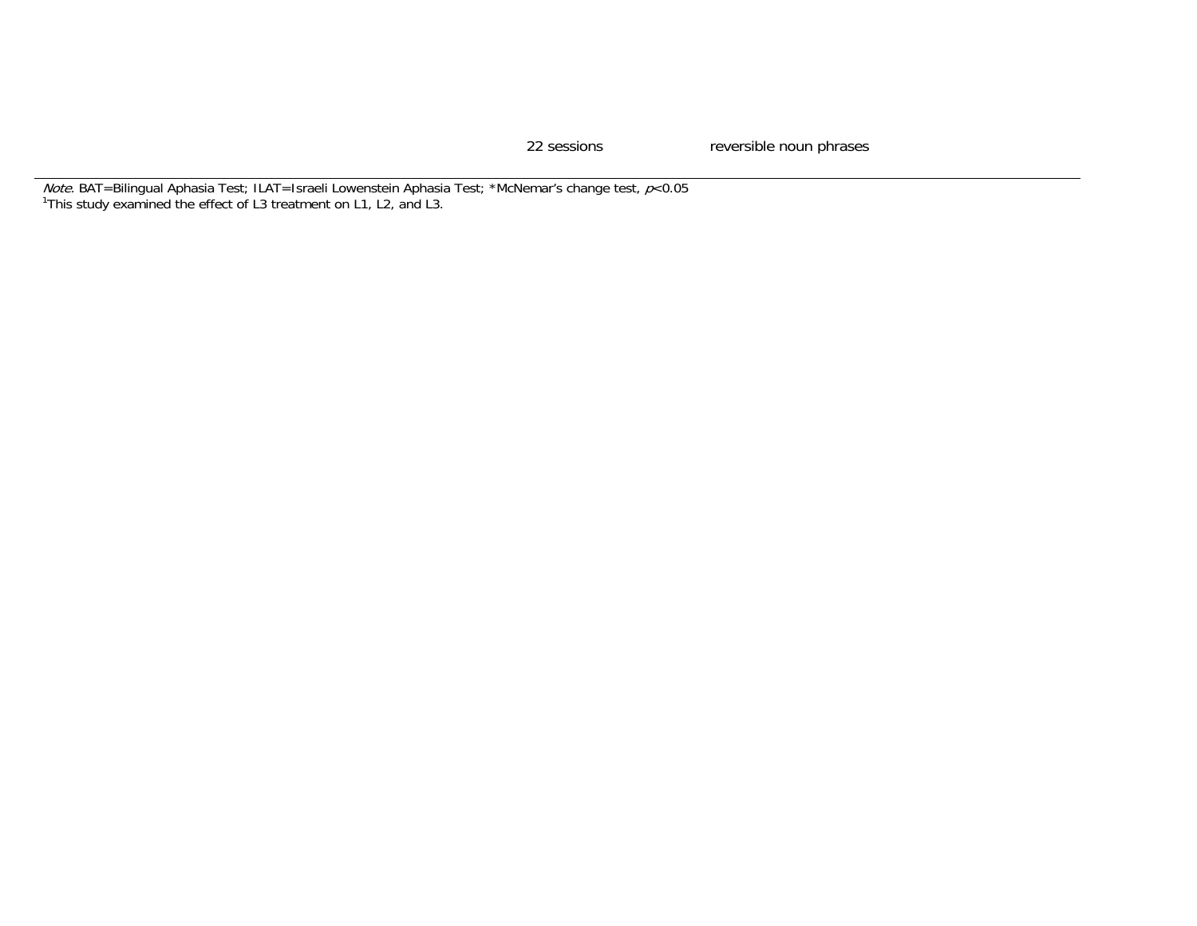| | | | | |
|---|---|---|---|---|
| | | 22 sessions | reversible noun phrases | |

*Note*. BAT=Bilingual Aphasia Test; ILAT=Israeli Lowenstein Aphasia Test; *McNemar's change test, $p<0.05$

[1]This study examined the effect of L3 treatment on L1, L2, and L3.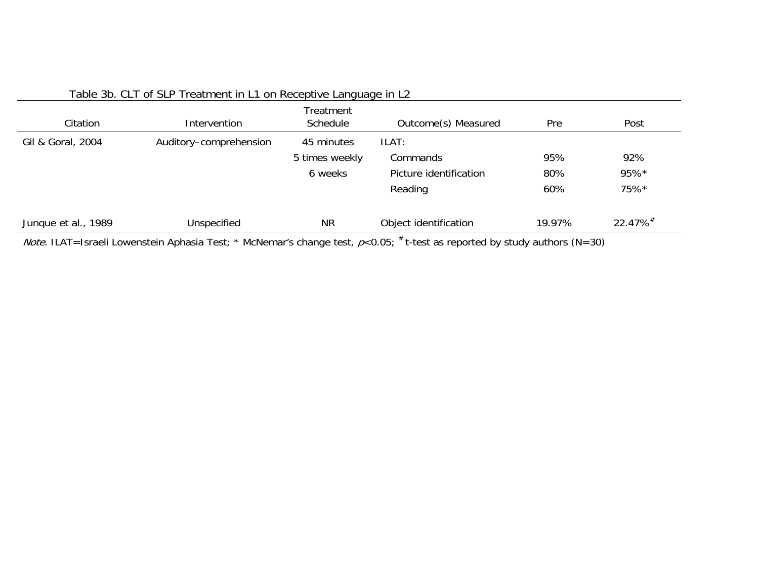Table 3b. CLT of SLP Treatment in L1 on Receptive Language in L2

| Citation | Intervention | Treatment Schedule | Outcome(s) Measured | Pre | Post |
|---|---|---|---|---|---|
| Gil & Goral, 2004 | Auditory–comprehension | 45 minutes | ILAT: | | |
| | | 5 times weekly | Commands | 95% | 92% |
| | | 6 weeks | Picture identification | 80% | 95%* |
| | | | Reading | 60% | 75%* |
| Junque et al., 1989 | Unspecified | NR | Object identification | 19.97% | 22.47%# |

*Note*. ILAT=Israeli Lowenstein Aphasia Test; * McNemar's change test, $p<0.05$; # t-test as reported by study authors (N=30)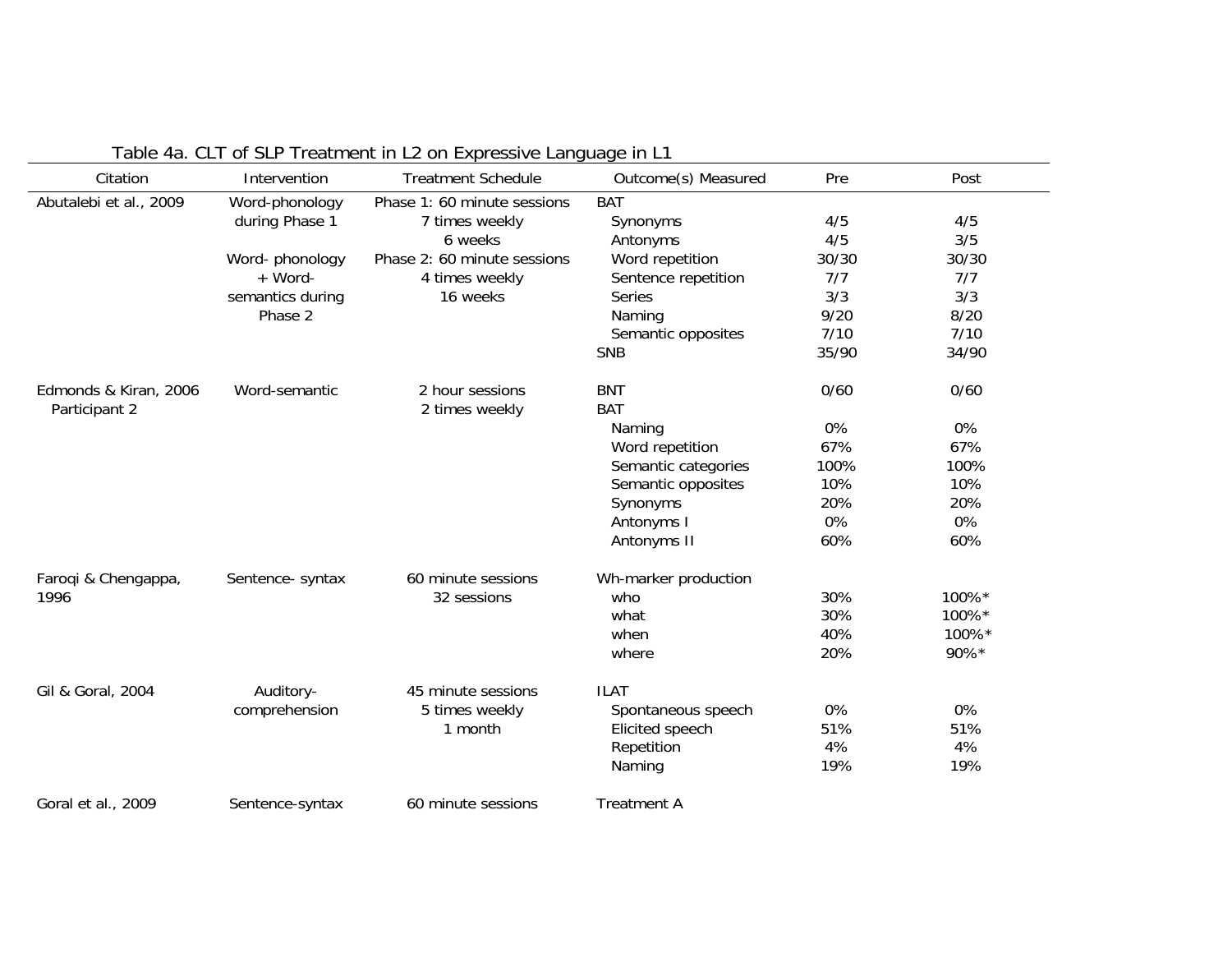Table 4a. CLT of SLP Treatment in L2 on Expressive Language in L1

| Citation | Intervention | Treatment Schedule | Outcome(s) Measured | Pre | Post |
|---|---|---|---|---|---|
| Abutalebi et al., 2009 | Word-phonology during Phase 1 | Phase 1: 60 minute sessions 7 times weekly 6 weeks | BAT | | |
| | | | Synonyms | 4/5 | 4/5 |
| | | | Antonyms | 4/5 | 3/5 |
| | Word- phonology + Word-semantics during Phase 2 | Phase 2: 60 minute sessions 4 times weekly 16 weeks | Word repetition | 30/30 | 30/30 |
| | | | Sentence repetition | 7/7 | 7/7 |
| | | | Series | 3/3 | 3/3 |
| | | | Naming | 9/20 | 8/20 |
| | | | Semantic opposites | 7/10 | 7/10 |
| | | | SNB | 35/90 | 34/90 |
| Edmonds & Kiran, 2006 Participant 2 | Word-semantic | 2 hour sessions 2 times weekly | BNT | 0/60 | 0/60 |
| | | | BAT | | |
| | | | Naming | 0% | 0% |
| | | | Word repetition | 67% | 67% |
| | | | Semantic categories | 100% | 100% |
| | | | Semantic opposites | 10% | 10% |
| | | | Synonyms | 20% | 20% |
| | | | Antonyms I | 0% | 0% |
| | | | Antonyms II | 60% | 60% |
| Faroqi & Chengappa, 1996 | Sentence- syntax | 60 minute sessions 32 sessions | Wh-marker production | | |
| | | | who | 30% | 100%* |
| | | | what | 30% | 100%* |
| | | | when | 40% | 100%* |
| | | | where | 20% | 90%* |
| Gil & Goral, 2004 | Auditory-comprehension | 45 minute sessions 5 times weekly 1 month | ILAT | | |
| | | | Spontaneous speech | 0% | 0% |
| | | | Elicited speech | 51% | 51% |
| | | | Repetition | 4% | 4% |
| | | | Naming | 19% | 19% |
| Goral et al., 2009 | Sentence-syntax | 60 minute sessions | Treatment A | | |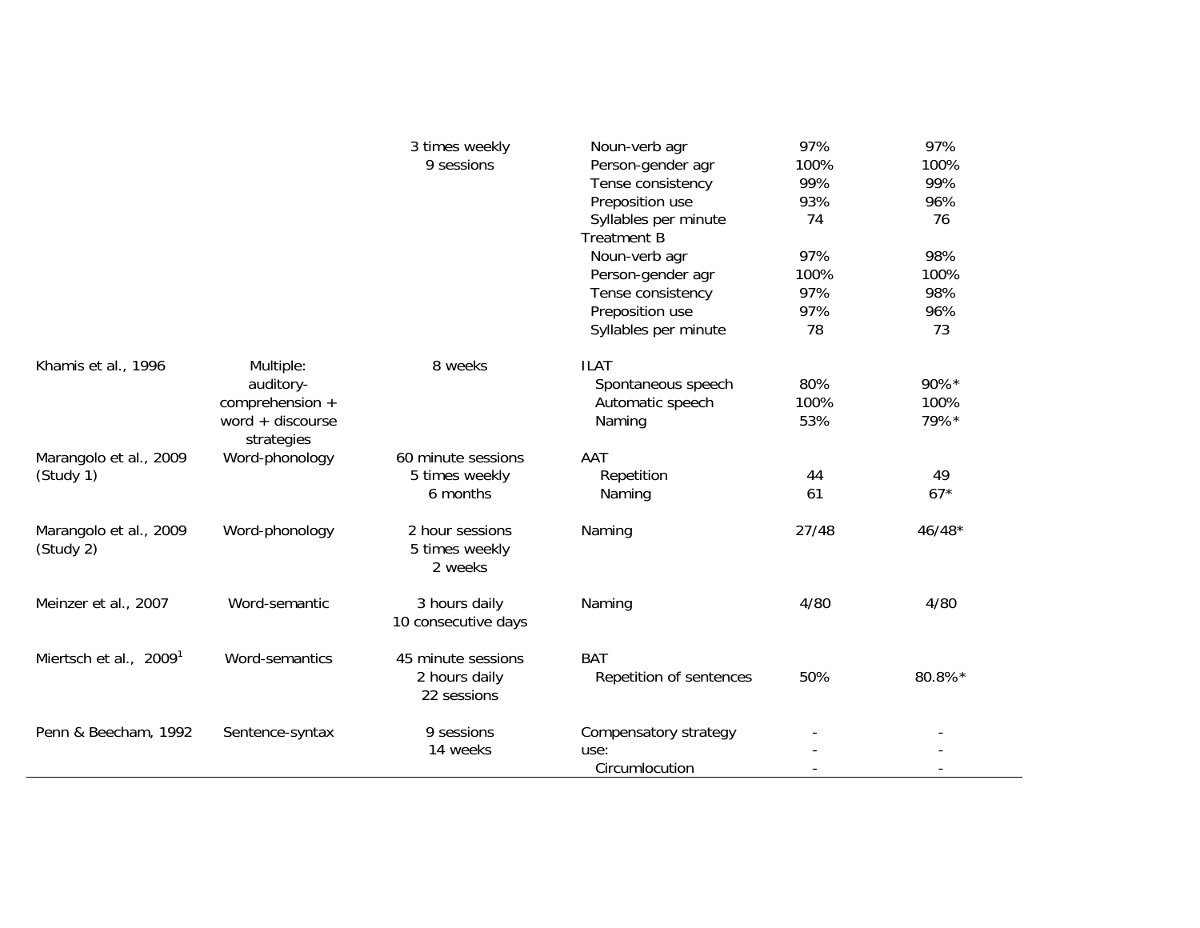| | | | | | |
|---|---|---|---|---|---|
| | | 3 times weekly | Noun-verb agr | 97% | 97% |
| | | 9 sessions | Person-gender agr | 100% | 100% |
| | | | Tense consistency | 99% | 99% |
| | | | Preposition use | 93% | 96% |
| | | | Syllables per minute | 74 | 76 |
| | | | Treatment B | | |
| | | | Noun-verb agr | 97% | 98% |
| | | | Person-gender agr | 100% | 100% |
| | | | Tense consistency | 97% | 98% |
| | | | Preposition use | 97% | 96% |
| | | | Syllables per minute | 78 | 73 |
| Khamis et al., 1996 | Multiple: auditory-comprehension + word + discourse strategies | 8 weeks | ILAT | | |
| | | | Spontaneous speech | 80% | 90%* |
| | | | Automatic speech | 100% | 100% |
| | | | Naming | 53% | 79%* |
| Marangolo et al., 2009 (Study 1) | Word-phonology | 60 minute sessions 5 times weekly 6 months | AAT | | |
| | | | Repetition | 44 | 49 |
| | | | Naming | 61 | 67* |
| Marangolo et al., 2009 (Study 2) | Word-phonology | 2 hour sessions 5 times weekly 2 weeks | Naming | 27/48 | 46/48* |
| Meinzer et al., 2007 | Word-semantic | 3 hours daily 10 consecutive days | Naming | 4/80 | 4/80 |
| Miertsch et al., 2009[1] | Word-semantics | 45 minute sessions 2 hours daily 22 sessions | BAT | | |
| | | | Repetition of sentences | 50% | 80.8%* |
| Penn & Beecham, 1992 | Sentence-syntax | 9 sessions 14 weeks | Compensatory strategy use: | - | - |
| | | | | - | - |
| | | | Circumlocution | - | - |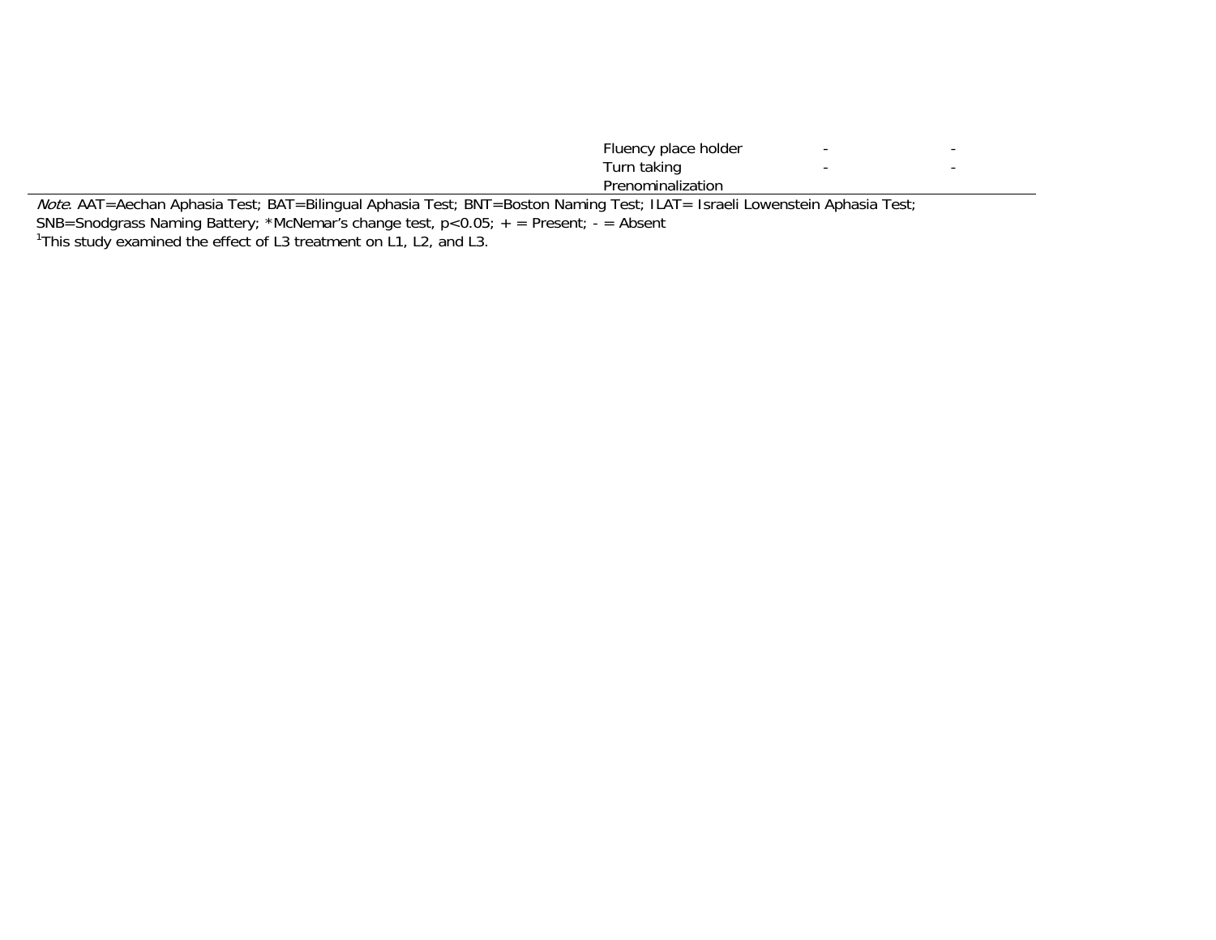| | | | |
|---|---|---|---|
| | Fluency place holder | - | - |
| | Turn taking | - | - |
| | Prenominalization | | |

*Note*. AAT=Aechan Aphasia Test; BAT=Bilingual Aphasia Test; BNT=Boston Naming Test; ILAT= Israeli Lowenstein Aphasia Test; SNB=Snodgrass Naming Battery; *McNemar's change test, p<0.05; + = Present; - = Absent

[1]This study examined the effect of L3 treatment on L1, L2, and L3.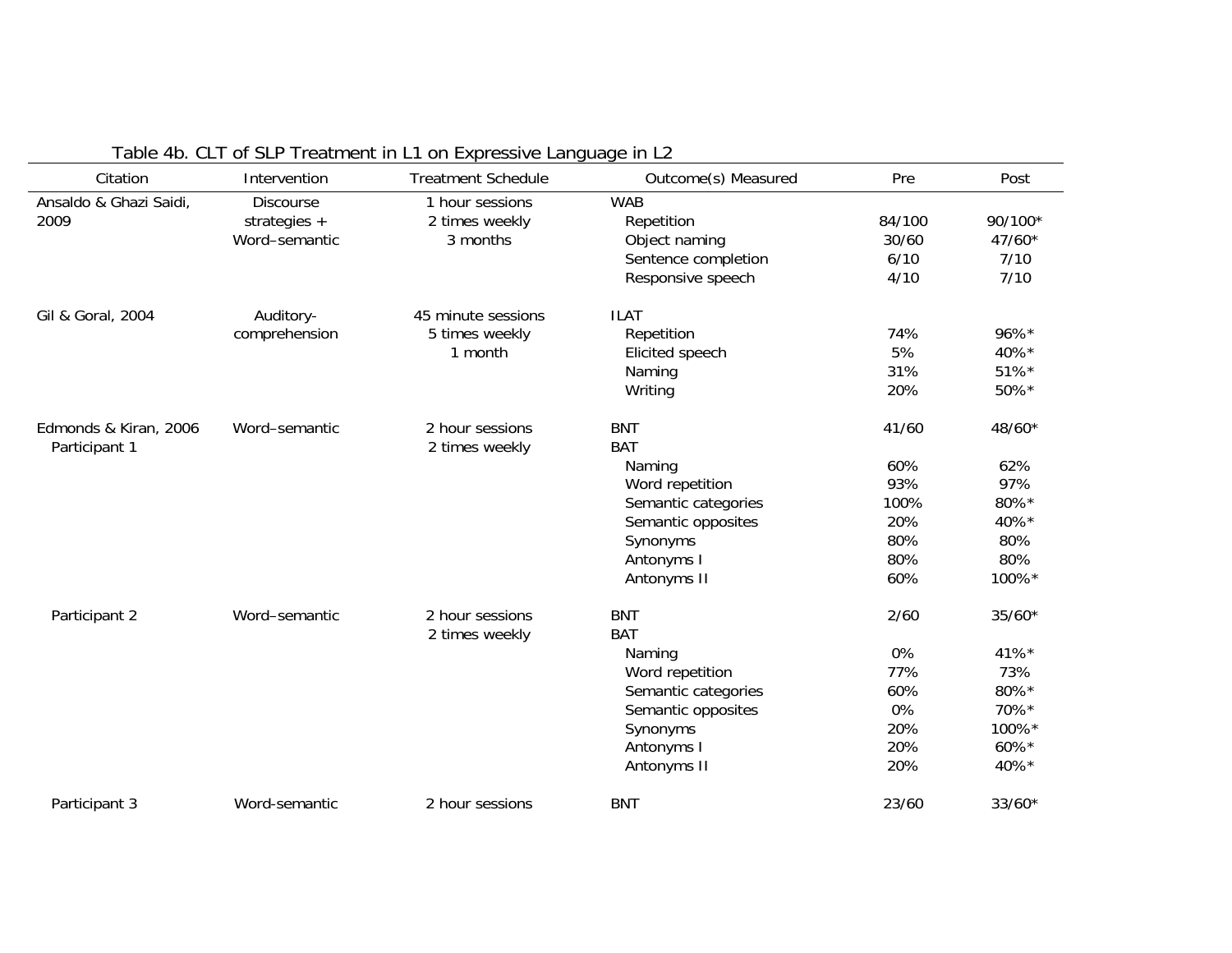Table 4b. CLT of SLP Treatment in L1 on Expressive Language in L2

| Citation | Intervention | Treatment Schedule | Outcome(s) Measured | Pre | Post |
|---|---|---|---|---|---|
| Ansaldo & Ghazi Saidi, 2009 | Discourse strategies + Word–semantic | 1 hour sessions 2 times weekly 3 months | WAB | | |
| | | | Repetition | 84/100 | 90/100* |
| | | | Object naming | 30/60 | 47/60* |
| | | | Sentence completion | 6/10 | 7/10 |
| | | | Responsive speech | 4/10 | 7/10 |
| Gil & Goral, 2004 | Auditory-comprehension | 45 minute sessions 5 times weekly 1 month | ILAT | | |
| | | | Repetition | 74% | 96%* |
| | | | Elicited speech | 5% | 40%* |
| | | | Naming | 31% | 51%* |
| | | | Writing | 20% | 50%* |
| Edmonds & Kiran, 2006 Participant 1 | Word–semantic | 2 hour sessions 2 times weekly | BNT | 41/60 | 48/60* |
| | | | BAT | | |
| | | | Naming | 60% | 62% |
| | | | Word repetition | 93% | 97% |
| | | | Semantic categories | 100% | 80%* |
| | | | Semantic opposites | 20% | 40%* |
| | | | Synonyms | 80% | 80% |
| | | | Antonyms I | 80% | 80% |
| | | | Antonyms II | 60% | 100%* |
| Participant 2 | Word–semantic | 2 hour sessions 2 times weekly | BNT | 2/60 | 35/60* |
| | | | BAT | | |
| | | | Naming | 0% | 41%* |
| | | | Word repetition | 77% | 73% |
| | | | Semantic categories | 60% | 80%* |
| | | | Semantic opposites | 0% | 70%* |
| | | | Synonyms | 20% | 100%* |
| | | | Antonyms I | 20% | 60%* |
| | | | Antonyms II | 20% | 40%* |
| Participant 3 | Word-semantic | 2 hour sessions | BNT | 23/60 | 33/60* |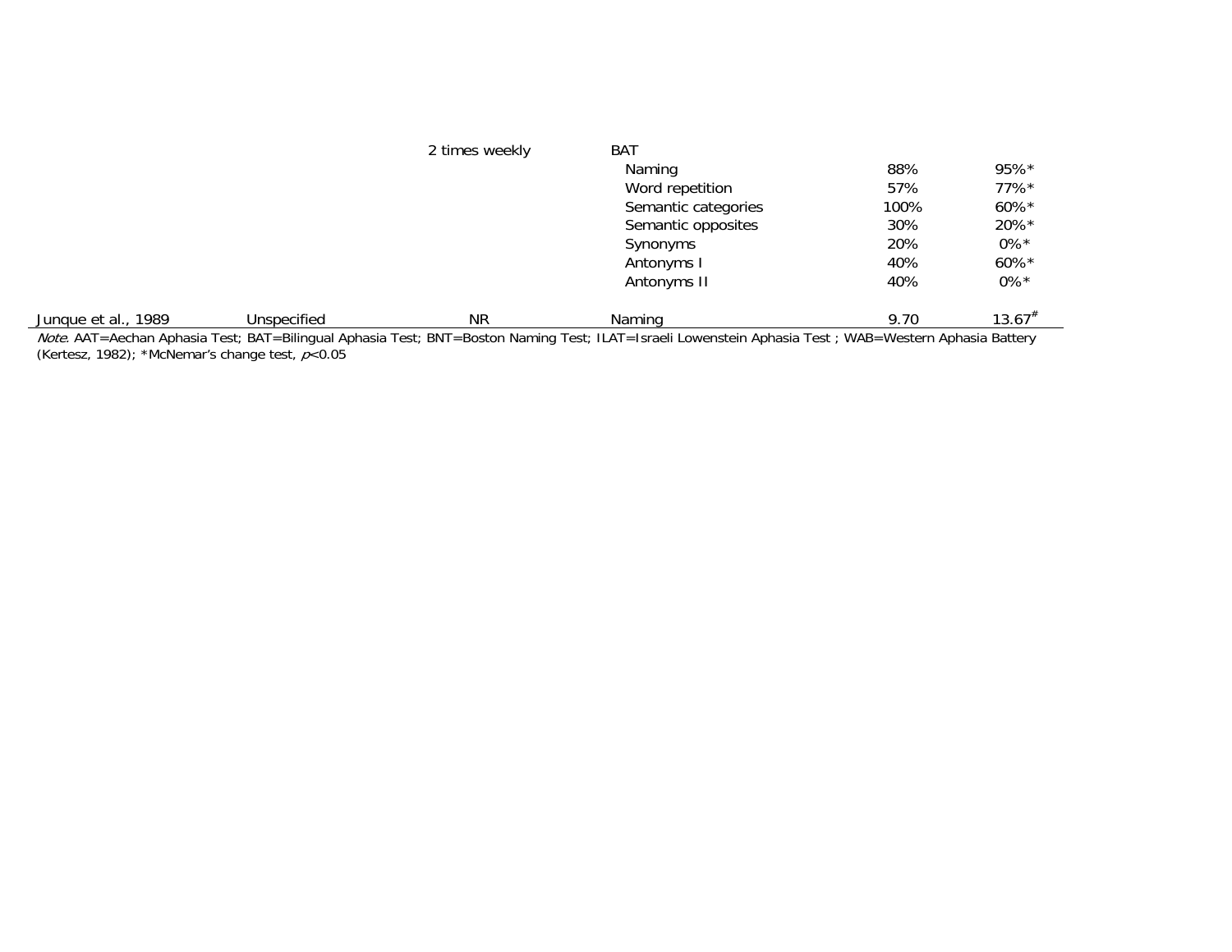| | | 2 times weekly | BAT | | |
|---|---|---|---|---|---|
| | | | Naming | 88% | 95%* |
| | | | Word repetition | 57% | 77%* |
| | | | Semantic categories | 100% | 60%* |
| | | | Semantic opposites | 30% | 20%* |
| | | | Synonyms | 20% | 0%* |
| | | | Antonyms I | 40% | 60%* |
| | | | Antonyms II | 40% | 0%* |
| Junque et al., 1989 | Unspecified | NR | Naming | 9.70 | 13.67[#] |

*Note*. AAT=Aechan Aphasia Test; BAT=Bilingual Aphasia Test; BNT=Boston Naming Test; ILAT=Israeli Lowenstein Aphasia Test ; WAB=Western Aphasia Battery (Kertesz, 1982); *McNemar's change test, $p<0.05$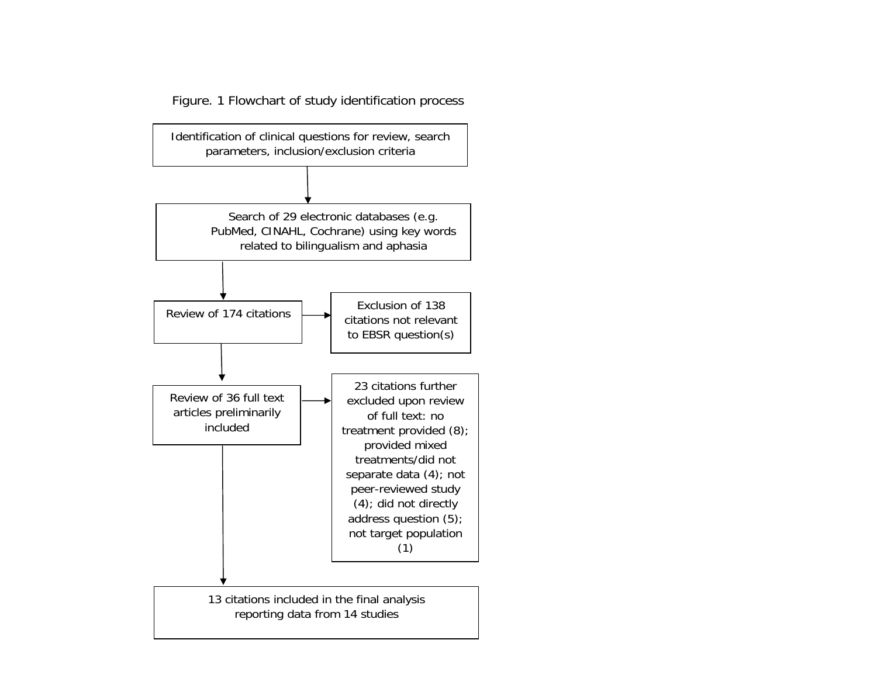Figure. 1 Flowchart of study identification process

Identification of clinical questions for review, search parameters, inclusion/exclusion criteria

Search of 29 electronic databases (e.g. PubMed, CINAHL, Cochrane) using key words related to bilingualism and aphasia

Review of 174 citations

Exclusion of 138 citations not relevant to EBSR question(s)

Review of 36 full text articles preliminarily included

23 citations further excluded upon review of full text: no treatment provided (8); provided mixed treatments/did not separate data (4); not peer-reviewed study (4); did not directly address question (5); not target population (1)

13 citations included in the final analysis reporting data from 14 studies